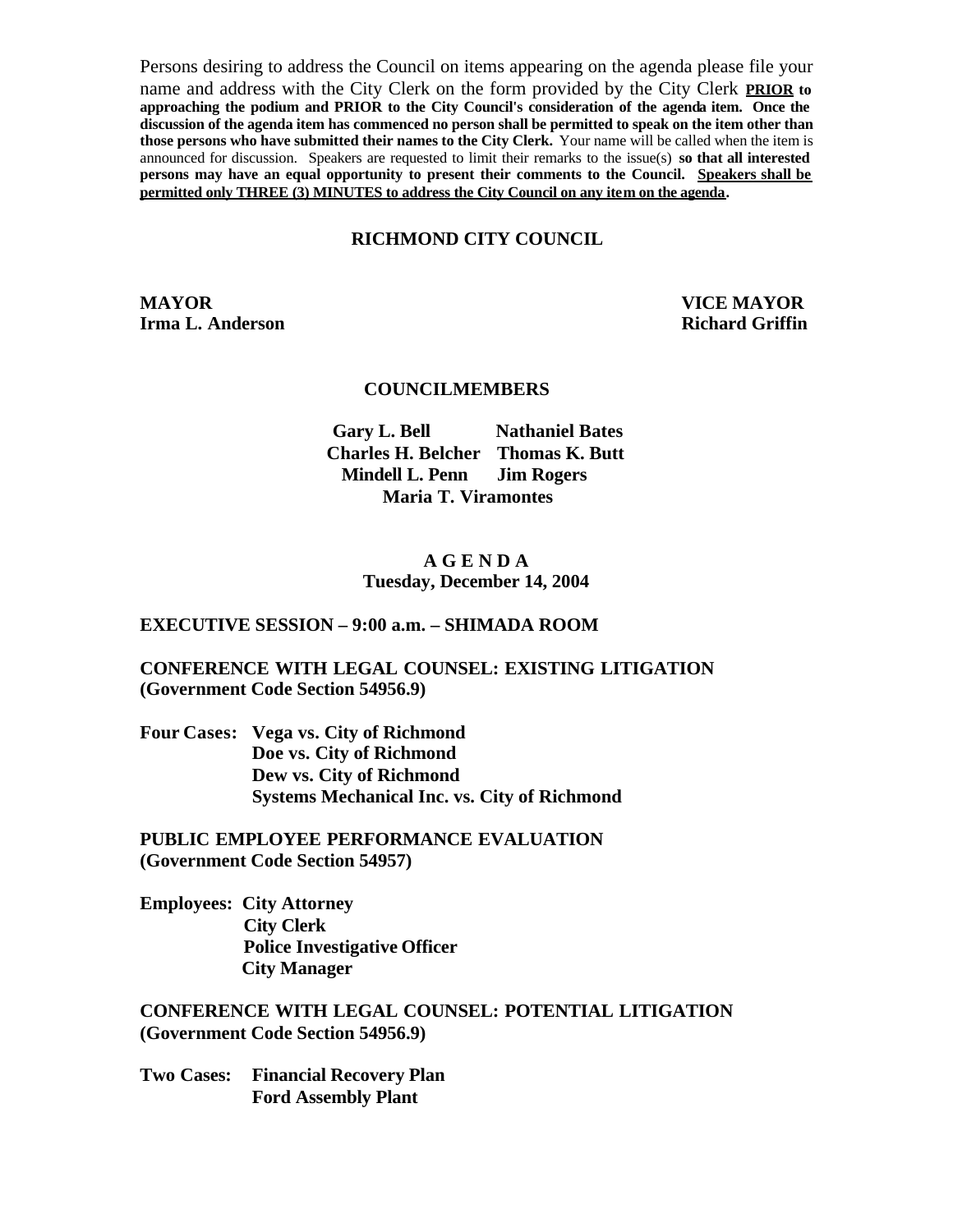Persons desiring to address the Council on items appearing on the agenda please file your name and address with the City Clerk on the form provided by the City Clerk **PRIOR to approaching the podium and PRIOR to the City Council's consideration of the agenda item. Once the discussion of the agenda item has commenced no person shall be permitted to speak on the item other than those persons who have submitted their names to the City Clerk.** Your name will be called when the item is announced for discussion. Speakers are requested to limit their remarks to the issue(s) **so that all interested persons may have an equal opportunity to present their comments to the Council. Speakers shall be permitted only THREE (3) MINUTES to address the City Council on any item on the agenda.**

# RICHMOND CITY COUNCIL

**MAYOR**
**Irma L. Anderson**

**VICE MAYOR**
**Richard Griffin**

## COUNCILMEMBERS

**Gary L. Bell** **Nathaniel Bates**
**Charles H. Belcher** **Thomas K. Butt**
**Mindell L. Penn** **Jim Rogers**
**Maria T. Viramontes**

## A G E N D A
**Tuesday, December 14, 2004**

**EXECUTIVE SESSION – 9:00 a.m. – SHIMADA ROOM**

**CONFERENCE WITH LEGAL COUNSEL: EXISTING LITIGATION (Government Code Section 54956.9)**

**Four Cases:**
- **Vega vs. City of Richmond**
- **Doe vs. City of Richmond**
- **Dew vs. City of Richmond**
- **Systems Mechanical Inc. vs. City of Richmond**

**PUBLIC EMPLOYEE PERFORMANCE EVALUATION (Government Code Section 54957)**

**Employees:**
- **City Attorney**
- **City Clerk**
- **Police Investigative Officer**
- **City Manager**

**CONFERENCE WITH LEGAL COUNSEL: POTENTIAL LITIGATION (Government Code Section 54956.9)**

**Two Cases:**
- **Financial Recovery Plan**
- **Ford Assembly Plant**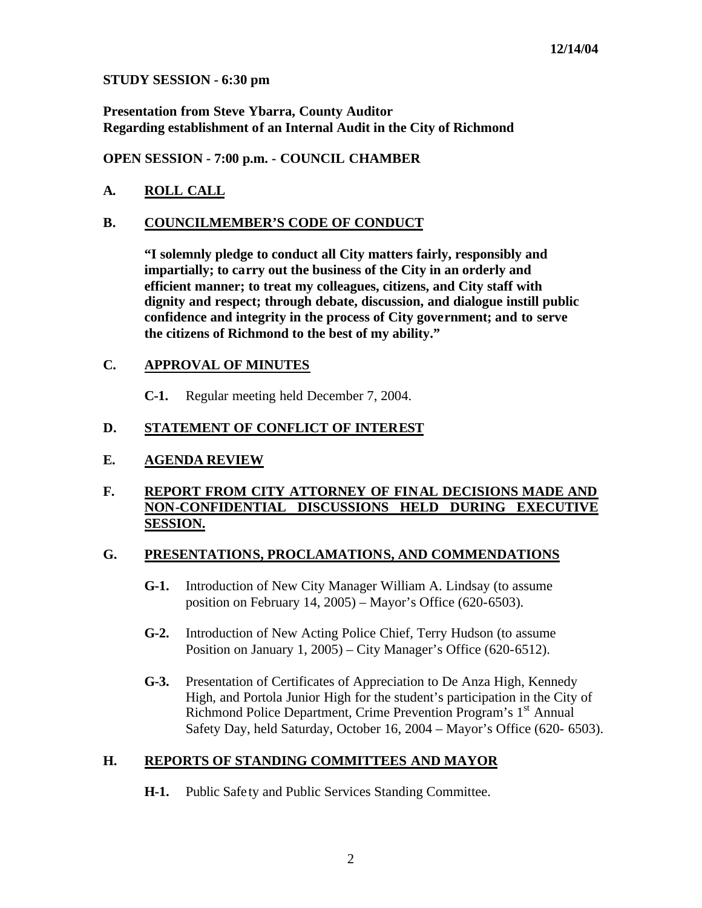12/14/04

**STUDY SESSION - 6:30 pm**

**Presentation from Steve Ybarra, County Auditor**
**Regarding establishment of an Internal Audit in the City of Richmond**

**OPEN SESSION - 7:00 p.m. - COUNCIL CHAMBER**

## A. ROLL CALL

## B. COUNCILMEMBER'S CODE OF CONDUCT

**"I solemnly pledge to conduct all City matters fairly, responsibly and impartially; to carry out the business of the City in an orderly and efficient manner; to treat my colleagues, citizens, and City staff with dignity and respect; through debate, discussion, and dialogue instill public confidence and integrity in the process of City government; and to serve the citizens of Richmond to the best of my ability."**

## C. APPROVAL OF MINUTES

**C-1.** Regular meeting held December 7, 2004.

## D. STATEMENT OF CONFLICT OF INTEREST

## E. AGENDA REVIEW

## F. REPORT FROM CITY ATTORNEY OF FINAL DECISIONS MADE AND NON-CONFIDENTIAL DISCUSSIONS HELD DURING EXECUTIVE SESSION.

## G. PRESENTATIONS, PROCLAMATIONS, AND COMMENDATIONS

**G-1.** Introduction of New City Manager William A. Lindsay (to assume position on February 14, 2005) – Mayor's Office (620-6503).

**G-2.** Introduction of New Acting Police Chief, Terry Hudson (to assume Position on January 1, 2005) – City Manager's Office (620-6512).

**G-3.** Presentation of Certificates of Appreciation to De Anza High, Kennedy High, and Portola Junior High for the student's participation in the City of Richmond Police Department, Crime Prevention Program's 1st Annual Safety Day, held Saturday, October 16, 2004 – Mayor's Office (620- 6503).

## H. REPORTS OF STANDING COMMITTEES AND MAYOR

**H-1.** Public Safety and Public Services Standing Committee.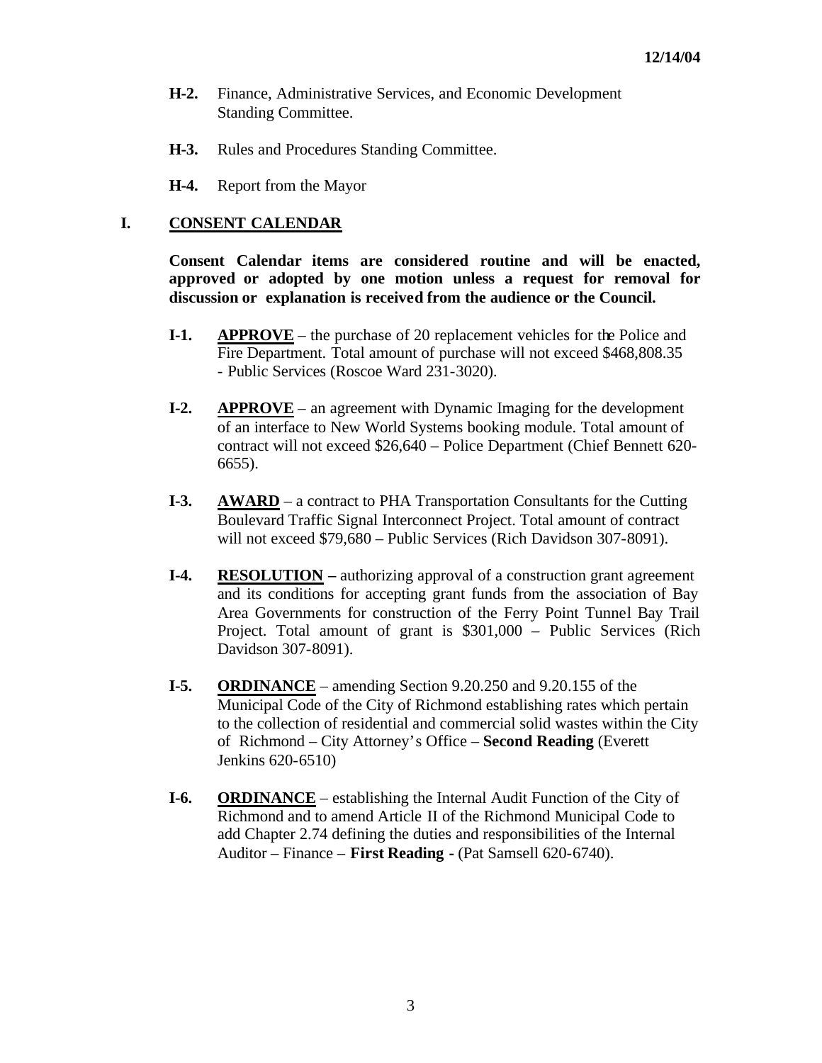**H-2.** Finance, Administrative Services, and Economic Development Standing Committee.

**H-3.** Rules and Procedures Standing Committee.

**H-4.** Report from the Mayor

## I. CONSENT CALENDAR

**Consent Calendar items are considered routine and will be enacted, approved or adopted by one motion unless a request for removal for discussion or explanation is received from the audience or the Council.**

**I-1.** **APPROVE** – the purchase of 20 replacement vehicles for the Police and Fire Department. Total amount of purchase will not exceed $468,808.35 - Public Services (Roscoe Ward 231-3020).

**I-2.** **APPROVE** – an agreement with Dynamic Imaging for the development of an interface to New World Systems booking module. Total amount of contract will not exceed $26,640 – Police Department (Chief Bennett 620-6655).

**I-3.** **AWARD** – a contract to PHA Transportation Consultants for the Cutting Boulevard Traffic Signal Interconnect Project. Total amount of contract will not exceed $79,680 – Public Services (Rich Davidson 307-8091).

**I-4.** **RESOLUTION** – authorizing approval of a construction grant agreement and its conditions for accepting grant funds from the association of Bay Area Governments for construction of the Ferry Point Tunnel Bay Trail Project. Total amount of grant is $301,000 – Public Services (Rich Davidson 307-8091).

**I-5.** **ORDINANCE** – amending Section 9.20.250 and 9.20.155 of the Municipal Code of the City of Richmond establishing rates which pertain to the collection of residential and commercial solid wastes within the City of Richmond – City Attorney's Office – **Second Reading** (Everett Jenkins 620-6510)

**I-6.** **ORDINANCE** – establishing the Internal Audit Function of the City of Richmond and to amend Article II of the Richmond Municipal Code to add Chapter 2.74 defining the duties and responsibilities of the Internal Auditor – Finance – **First Reading -** (Pat Samsell 620-6740).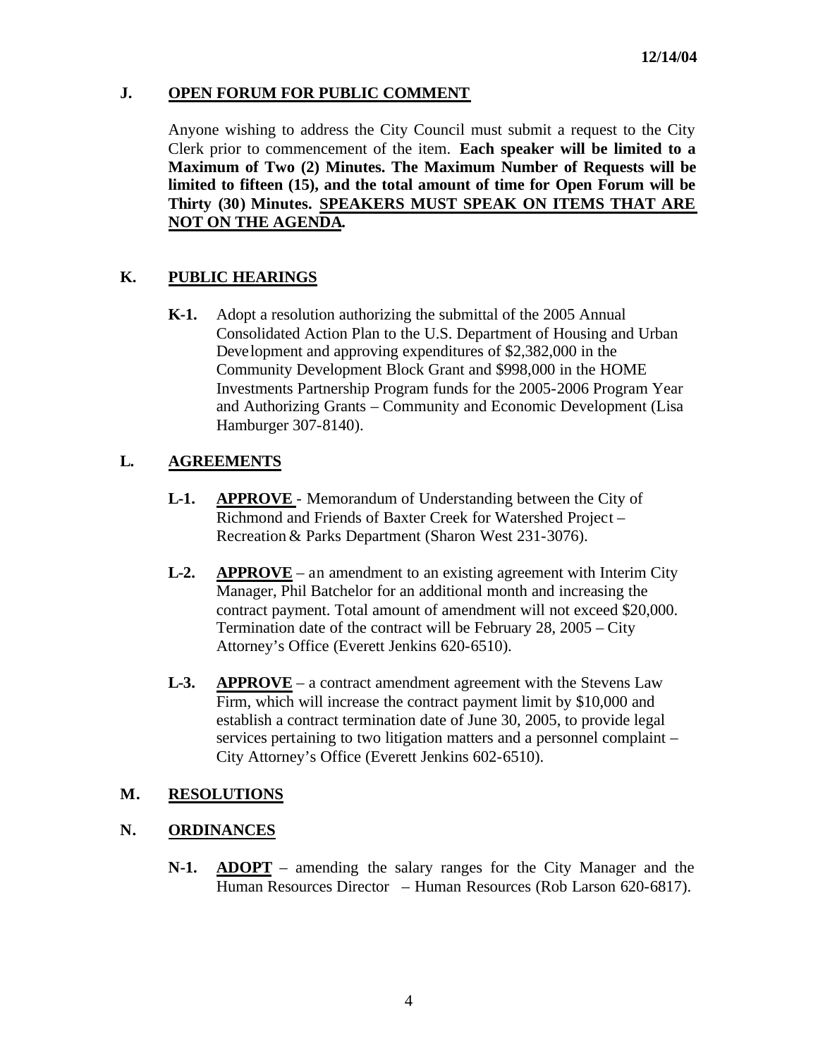## J. OPEN FORUM FOR PUBLIC COMMENT

Anyone wishing to address the City Council must submit a request to the City Clerk prior to commencement of the item. **Each speaker will be limited to a Maximum of Two (2) Minutes. The Maximum Number of Requests will be limited to fifteen (15), and the total amount of time for Open Forum will be Thirty (30) Minutes. SPEAKERS MUST SPEAK ON ITEMS THAT ARE NOT ON THE AGENDA.**

## K. PUBLIC HEARINGS

**K-1.** Adopt a resolution authorizing the submittal of the 2005 Annual Consolidated Action Plan to the U.S. Department of Housing and Urban Development and approving expenditures of $2,382,000 in the Community Development Block Grant and $998,000 in the HOME Investments Partnership Program funds for the 2005-2006 Program Year and Authorizing Grants – Community and Economic Development (Lisa Hamburger 307-8140).

## L. AGREEMENTS

**L-1.** **APPROVE** - Memorandum of Understanding between the City of Richmond and Friends of Baxter Creek for Watershed Project – Recreation & Parks Department (Sharon West 231-3076).

**L-2.** **APPROVE** – an amendment to an existing agreement with Interim City Manager, Phil Batchelor for an additional month and increasing the contract payment. Total amount of amendment will not exceed $20,000. Termination date of the contract will be February 28, 2005 – City Attorney's Office (Everett Jenkins 620-6510).

**L-3.** **APPROVE** – a contract amendment agreement with the Stevens Law Firm, which will increase the contract payment limit by $10,000 and establish a contract termination date of June 30, 2005, to provide legal services pertaining to two litigation matters and a personnel complaint – City Attorney's Office (Everett Jenkins 602-6510).

## M. RESOLUTIONS

## N. ORDINANCES

**N-1.** **ADOPT** – amending the salary ranges for the City Manager and the Human Resources Director – Human Resources (Rob Larson 620-6817).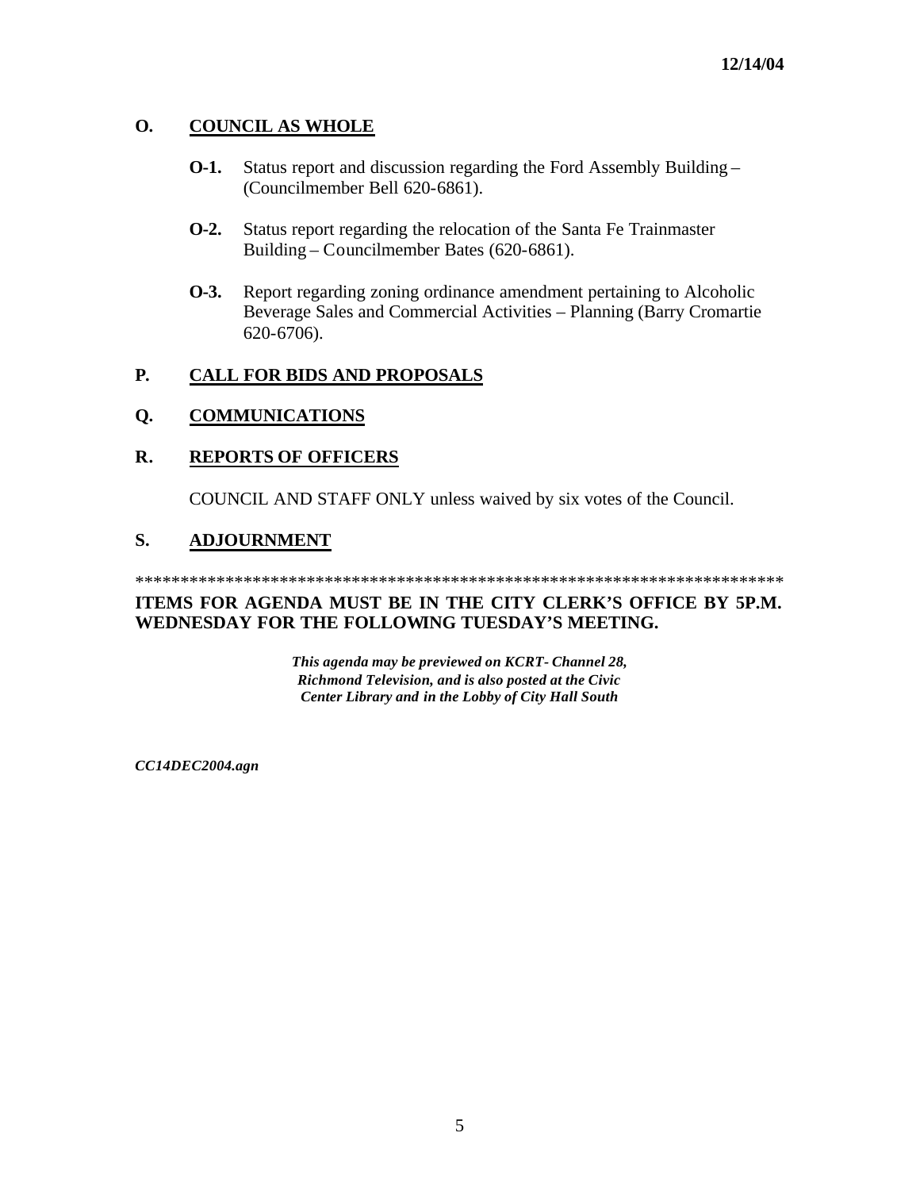## O. COUNCIL AS WHOLE

**O-1.** Status report and discussion regarding the Ford Assembly Building – (Councilmember Bell 620-6861).

**O-2.** Status report regarding the relocation of the Santa Fe Trainmaster Building – Councilmember Bates (620-6861).

**O-3.** Report regarding zoning ordinance amendment pertaining to Alcoholic Beverage Sales and Commercial Activities – Planning (Barry Cromartie 620-6706).

## P. CALL FOR BIDS AND PROPOSALS

## Q. COMMUNICATIONS

## R. REPORTS OF OFFICERS

COUNCIL AND STAFF ONLY unless waived by six votes of the Council.

## S. ADJOURNMENT

**************************************************************************

**ITEMS FOR AGENDA MUST BE IN THE CITY CLERK'S OFFICE BY 5P.M. WEDNESDAY FOR THE FOLLOWING TUESDAY'S MEETING.**

***This agenda may be previewed on KCRT- Channel 28, Richmond Television, and is also posted at the Civic Center Library and in the Lobby of City Hall South***

***CC14DEC2004.agn***